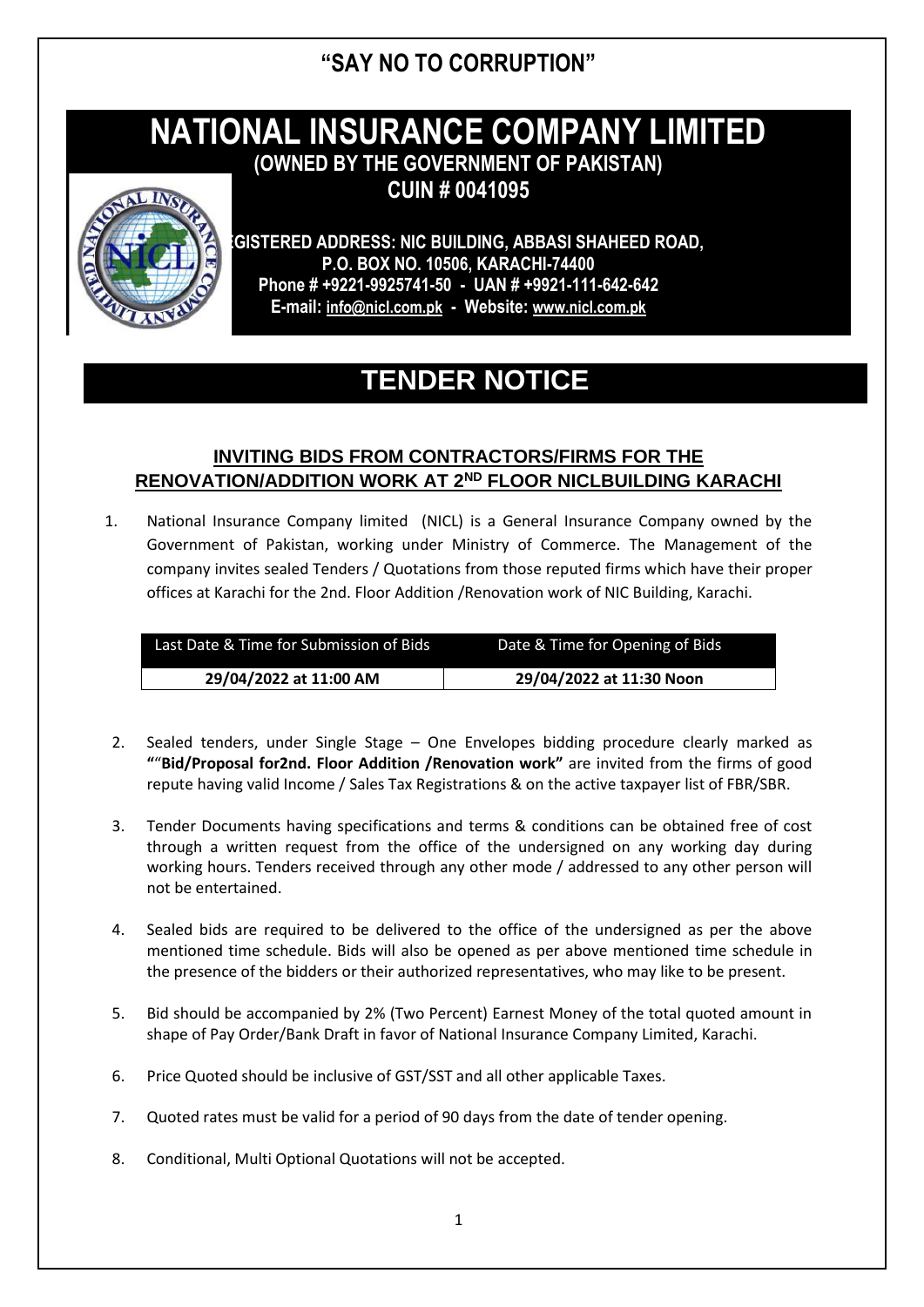## "SAY NO TO CORRUPTION"

# NATIONAL INSURANCE COMPANY LIMITED

**(OWNED BY THE GOVERNMENT OF PAKISTAN)**

**CUIN # 0041095**

**EGISTERED ADDRESS: NIC BUILDING, ABBASI SHAHEED ROAD, P.O. BOX NO. 10506, KARACHI-74400**
**Phone # +9221-9925741-50 - UAN # +9921-111-642-642**
**E-mail: info@nicl.com.pk - Website: www.nicl.com.pk**

# TENDER NOTICE

### INVITING BIDS FROM CONTRACTORS/FIRMS FOR THE RENOVATION/ADDITION WORK AT 2ND FLOOR NICLBUILDING KARACHI

1. National Insurance Company limited (NICL) is a General Insurance Company owned by the Government of Pakistan, working under Ministry of Commerce. The Management of the company invites sealed Tenders / Quotations from those reputed firms which have their proper offices at Karachi for the 2nd. Floor Addition /Renovation work of NIC Building, Karachi.

| Last Date & Time for Submission of Bids | Date & Time for Opening of Bids |
|---|---|
| **29/04/2022 at 11:00 AM** | **29/04/2022 at 11:30 Noon** |

2. Sealed tenders, under Single Stage – One Envelopes bidding procedure clearly marked as **""Bid/Proposal for2nd. Floor Addition /Renovation work"** are invited from the firms of good repute having valid Income / Sales Tax Registrations & on the active taxpayer list of FBR/SBR.

3. Tender Documents having specifications and terms & conditions can be obtained free of cost through a written request from the office of the undersigned on any working day during working hours. Tenders received through any other mode / addressed to any other person will not be entertained.

4. Sealed bids are required to be delivered to the office of the undersigned as per the above mentioned time schedule. Bids will also be opened as per above mentioned time schedule in the presence of the bidders or their authorized representatives, who may like to be present.

5. Bid should be accompanied by 2% (Two Percent) Earnest Money of the total quoted amount in shape of Pay Order/Bank Draft in favor of National Insurance Company Limited, Karachi.

6. Price Quoted should be inclusive of GST/SST and all other applicable Taxes.

7. Quoted rates must be valid for a period of 90 days from the date of tender opening.

8. Conditional, Multi Optional Quotations will not be accepted.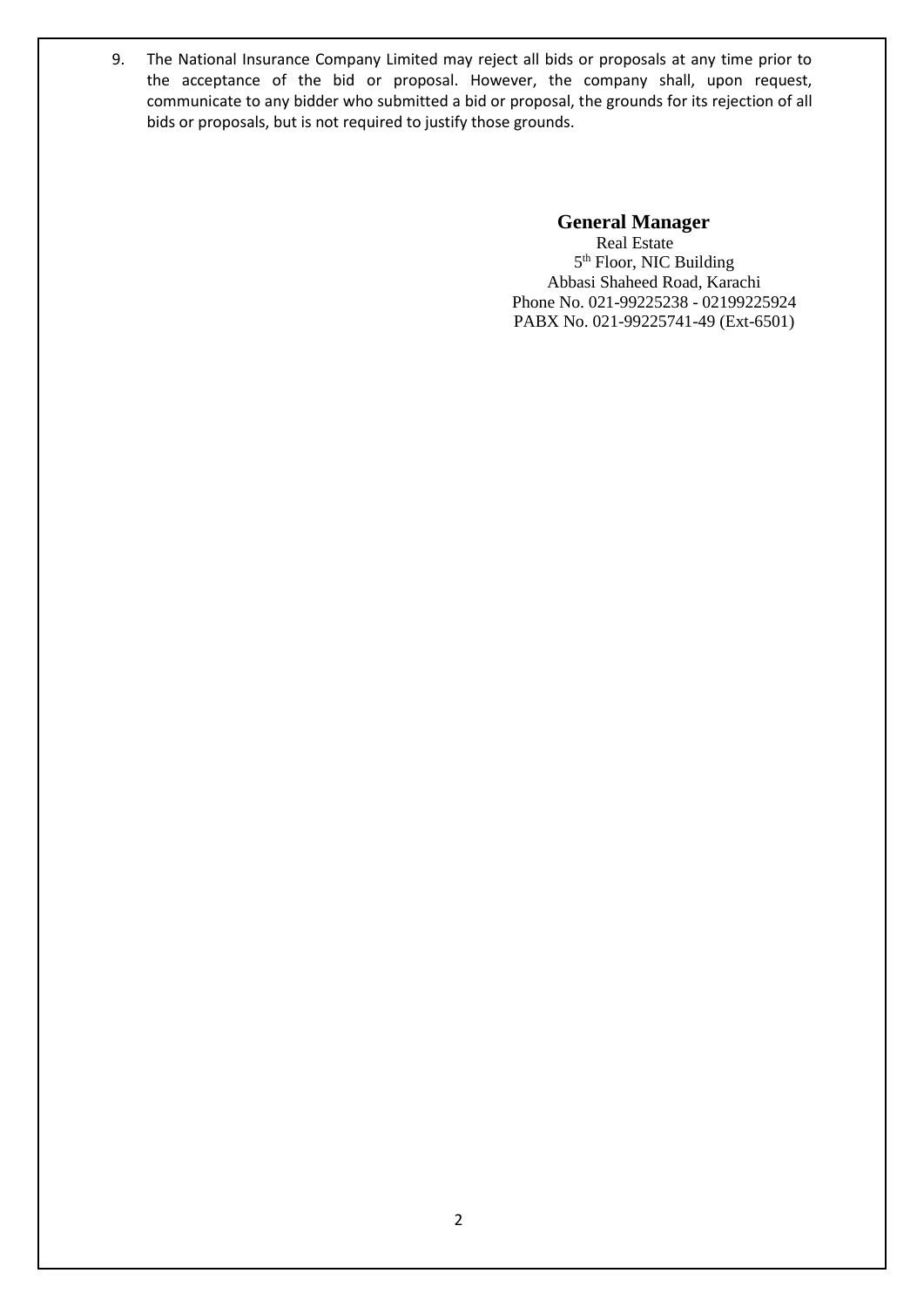9. The National Insurance Company Limited may reject all bids or proposals at any time prior to the acceptance of the bid or proposal. However, the company shall, upon request, communicate to any bidder who submitted a bid or proposal, the grounds for its rejection of all bids or proposals, but is not required to justify those grounds.

**General Manager**
Real Estate
5th Floor, NIC Building
Abbasi Shaheed Road, Karachi
Phone No. 021-99225238 - 02199225924
PABX No. 021-99225741-49 (Ext-6501)